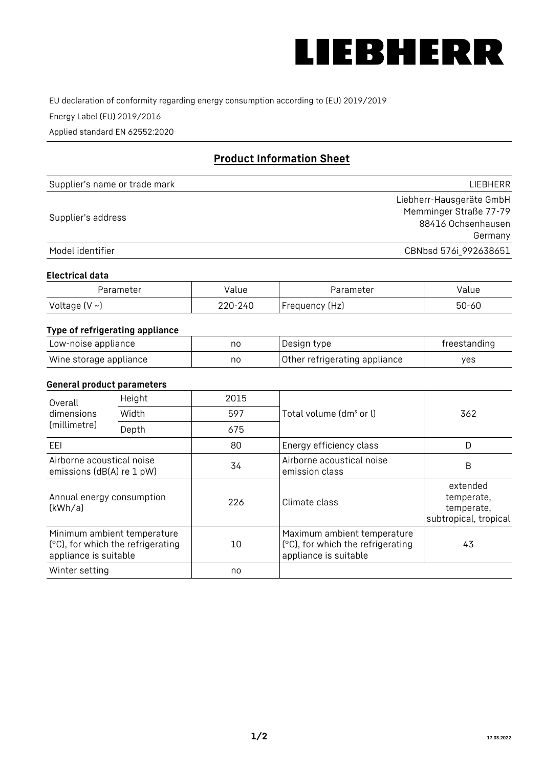LIEBHERR

EU declaration of conformity regarding energy consumption according to (EU) 2019/2019

Energy Label (EU) 2019/2016

Applied standard EN 62552:2020

## Product Information Sheet

| | |
|---|---|
| Supplier's name or trade mark | LIEBHERR |
| Supplier's address | Liebherr-Hausgeräte GmbH<br>Memminger Straße 77-79<br>88416 Ochsenhausen<br>Germany |
| Model identifier | CBNbsd 576i_992638651 |

### Electrical data

| Parameter | Value | Parameter | Value |
|---|---|---|---|
| Voltage (V ~) | 220-240 | Frequency (Hz) | 50-60 |

### Type of refrigerating appliance

| | | | |
|---|---|---|---|
| Low-noise appliance | no | Design type | freestanding |
| Wine storage appliance | no | Other refrigerating appliance | yes |

### General product parameters

| | | | | |
|---|---|---|---|---|
| Overall dimensions (millimetre) | Height | 2015 | Total volume (dm³ or l) | 362 |
| | Width | 597 | | |
| | Depth | 675 | | |
| EEI | | 80 | Energy efficiency class | D |
| Airborne acoustical noise emissions (dB(A) re 1 pW) | | 34 | Airborne acoustical noise emission class | B |
| Annual energy consumption (kWh/a) | | 226 | Climate class | extended temperate, temperate, subtropical, tropical |
| Minimum ambient temperature (°C), for which the refrigerating appliance is suitable | | 10 | Maximum ambient temperature (°C), for which the refrigerating appliance is suitable | 43 |
| Winter setting | | no | | |

17.03.2022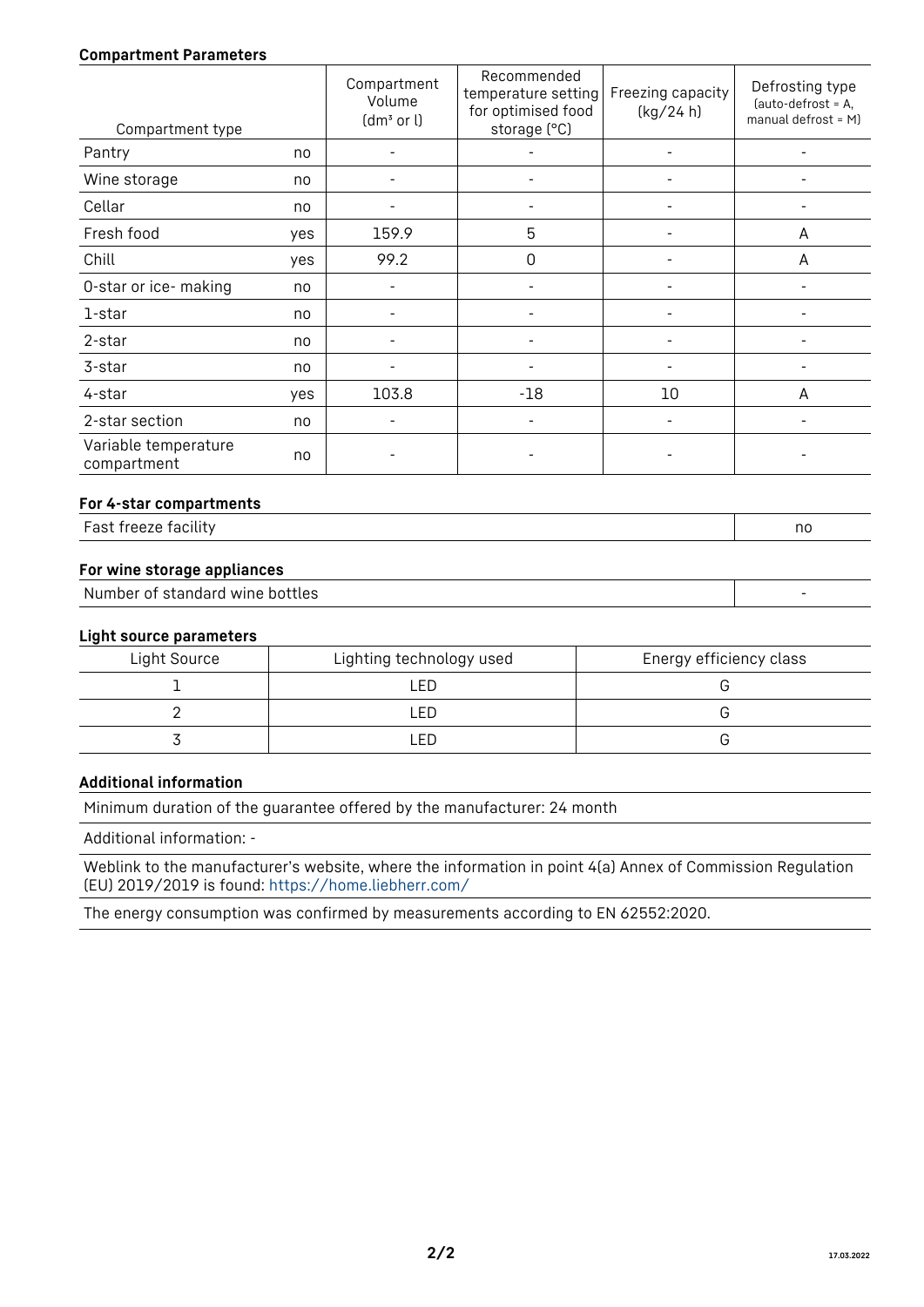**Compartment Parameters**

| Compartment type | | Compartment Volume (dm³ or l) | Recommended temperature setting for optimised food storage (°C) | Freezing capacity (kg/24 h) | Defrosting type (auto-defrost = A, manual defrost = M) |
|---|---|---|---|---|---|
| Pantry | no | - | - | - | - |
| Wine storage | no | - | - | - | - |
| Cellar | no | - | - | - | - |
| Fresh food | yes | 159.9 | 5 | - | A |
| Chill | yes | 99.2 | 0 | - | A |
| 0-star or ice- making | no | - | - | - | - |
| 1-star | no | - | - | - | - |
| 2-star | no | - | - | - | - |
| 3-star | no | - | - | - | - |
| 4-star | yes | 103.8 | -18 | 10 | A |
| 2-star section | no | - | - | - | - |
| Variable temperature compartment | no | - | - | - | - |

**For 4-star compartments**

| | |
|---|---|
| Fast freeze facility | no |

**For wine storage appliances**

| | |
|---|---|
| Number of standard wine bottles | - |

**Light source parameters**

| Light Source | Lighting technology used | Energy efficiency class |
|---|---|---|
| 1 | LED | G |
| 2 | LED | G |
| 3 | LED | G |

**Additional information**

Minimum duration of the guarantee offered by the manufacturer: 24 month

Additional information: -

Weblink to the manufacturer's website, where the information in point 4(a) Annex of Commission Regulation (EU) 2019/2019 is found: https://home.liebherr.com/

The energy consumption was confirmed by measurements according to EN 62552:2020.

17.03.2022